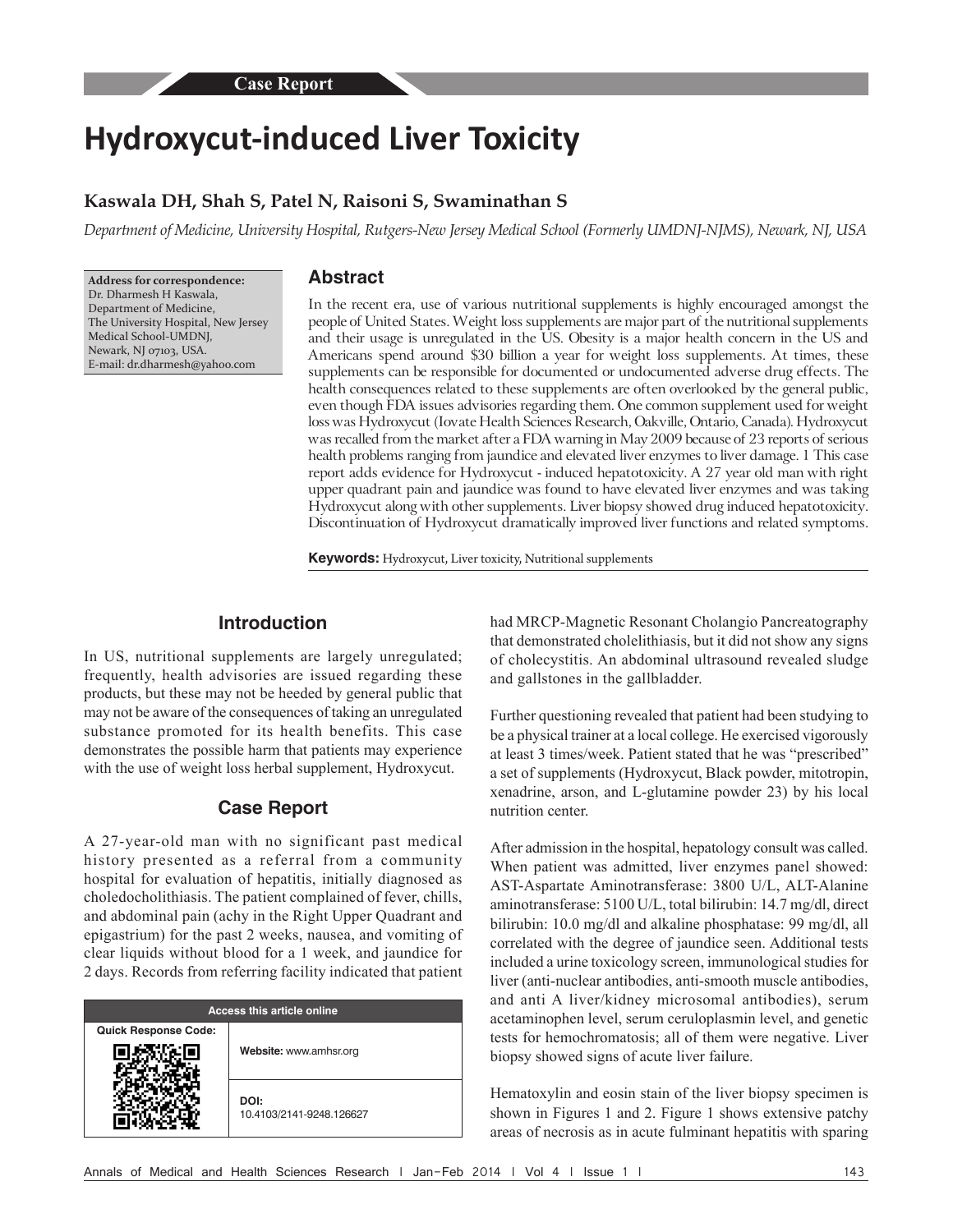Case Report

# Hydroxycut-induced Liver Toxicity

**Kaswala DH, Shah S, Patel N, Raisoni S, Swaminathan S**

*Department of Medicine, University Hospital, Rutgers-New Jersey Medical School (Formerly UMDNJ-NJMS), Newark, NJ, USA*

**Address for correspondence:**
Dr. Dharmesh H Kaswala,
Department of Medicine,
The University Hospital, New Jersey Medical School-UMDNJ,
Newark, NJ 07103, USA.
E-mail: dr.dharmesh@yahoo.com

## Abstract

In the recent era, use of various nutritional supplements is highly encouraged amongst the people of United States. Weight loss supplements are major part of the nutritional supplements and their usage is unregulated in the US. Obesity is a major health concern in the US and Americans spend around $30 billion a year for weight loss supplements. At times, these supplements can be responsible for documented or undocumented adverse drug effects. The health consequences related to these supplements are often overlooked by the general public, even though FDA issues advisories regarding them. One common supplement used for weight loss was Hydroxycut (Iovate Health Sciences Research, Oakville, Ontario, Canada). Hydroxycut was recalled from the market after a FDA warning in May 2009 because of 23 reports of serious health problems ranging from jaundice and elevated liver enzymes to liver damage. 1 This case report adds evidence for Hydroxycut - induced hepatotoxicity. A 27 year old man with right upper quadrant pain and jaundice was found to have elevated liver enzymes and was taking Hydroxycut along with other supplements. Liver biopsy showed drug induced hepatotoxicity. Discontinuation of Hydroxycut dramatically improved liver functions and related symptoms.

**Keywords:** Hydroxycut, Liver toxicity, Nutritional supplements

## Introduction

In US, nutritional supplements are largely unregulated; frequently, health advisories are issued regarding these products, but these may not be heeded by general public that may not be aware of the consequences of taking an unregulated substance promoted for its health benefits. This case demonstrates the possible harm that patients may experience with the use of weight loss herbal supplement, Hydroxycut.

## Case Report

A 27-year-old man with no significant past medical history presented as a referral from a community hospital for evaluation of hepatitis, initially diagnosed as choledocholithiasis. The patient complained of fever, chills, and abdominal pain (achy in the Right Upper Quadrant and epigastrium) for the past 2 weeks, nausea, and vomiting of clear liquids without blood for a 1 week, and jaundice for 2 days. Records from referring facility indicated that patient had MRCP-Magnetic Resonant Cholangio Pancreatography that demonstrated cholelithiasis, but it did not show any signs of cholecystitis. An abdominal ultrasound revealed sludge and gallstones in the gallbladder.

| Access this article online | |
|---|---|
| Quick Response Code: | Website: www.amhsr.org |
| | DOI: 10.4103/2141-9248.126627 |

Further questioning revealed that patient had been studying to be a physical trainer at a local college. He exercised vigorously at least 3 times/week. Patient stated that he was "prescribed" a set of supplements (Hydroxycut, Black powder, mitotropin, xenadrine, arson, and L-glutamine powder 23) by his local nutrition center.

After admission in the hospital, hepatology consult was called. When patient was admitted, liver enzymes panel showed: AST-Aspartate Aminotransferase: 3800 U/L, ALT-Alanine aminotransferase: 5100 U/L, total bilirubin: 14.7 mg/dl, direct bilirubin: 10.0 mg/dl and alkaline phosphatase: 99 mg/dl, all correlated with the degree of jaundice seen. Additional tests included a urine toxicology screen, immunological studies for liver (anti-nuclear antibodies, anti-smooth muscle antibodies, and anti A liver/kidney microsomal antibodies), serum acetaminophen level, serum ceruloplasmin level, and genetic tests for hemochromatosis; all of them were negative. Liver biopsy showed signs of acute liver failure.

Hematoxylin and eosin stain of the liver biopsy specimen is shown in Figures 1 and 2. Figure 1 shows extensive patchy areas of necrosis as in acute fulminant hepatitis with sparing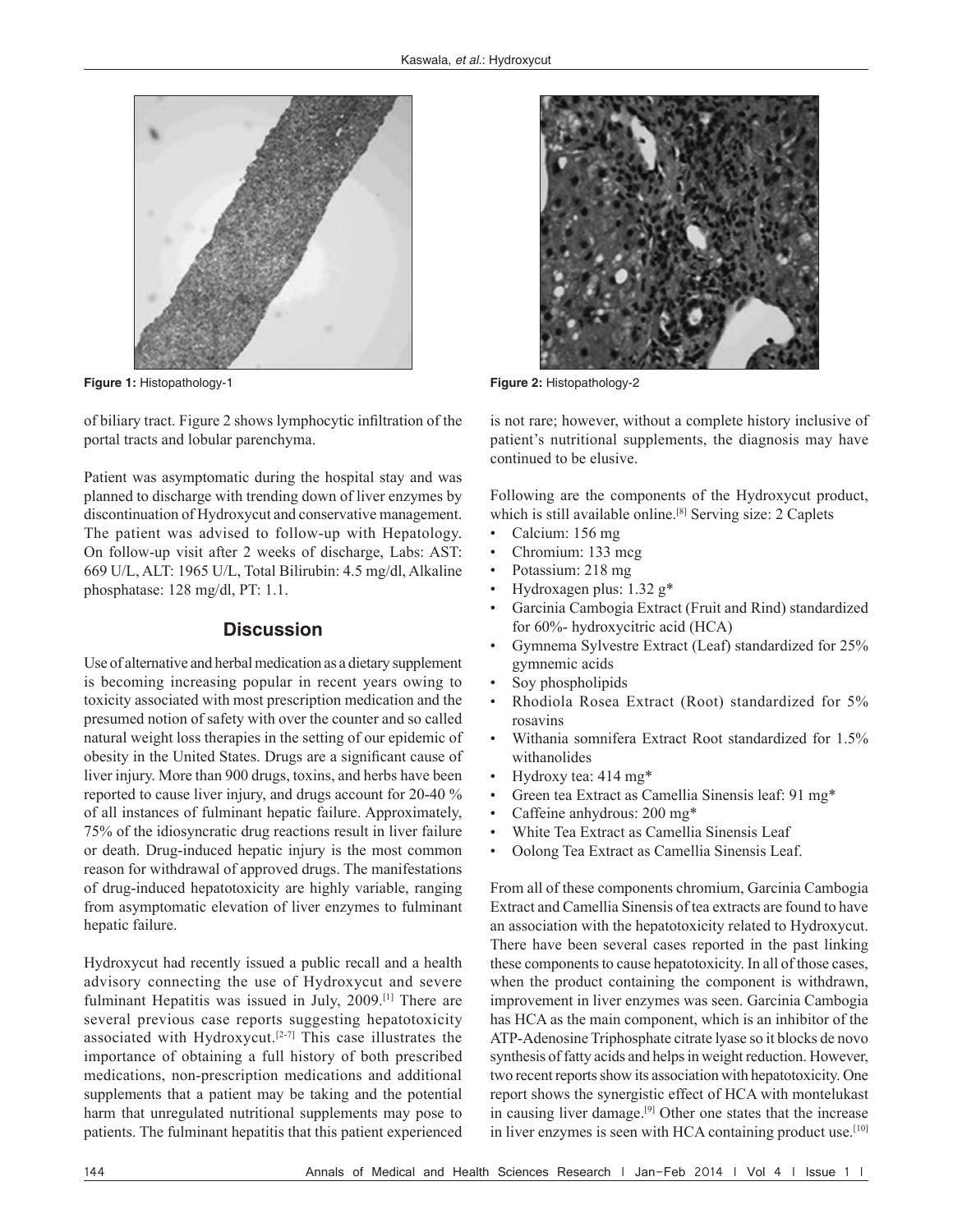Figure 1: Histopathology-1

Figure 2: Histopathology-2

of biliary tract. Figure 2 shows lymphocytic infiltration of the portal tracts and lobular parenchyma.

Patient was asymptomatic during the hospital stay and was planned to discharge with trending down of liver enzymes by discontinuation of Hydroxycut and conservative management. The patient was advised to follow-up with Hepatology. On follow-up visit after 2 weeks of discharge, Labs: AST: 669 U/L, ALT: 1965 U/L, Total Bilirubin: 4.5 mg/dl, Alkaline phosphatase: 128 mg/dl, PT: 1.1.

## Discussion

Use of alternative and herbal medication as a dietary supplement is becoming increasing popular in recent years owing to toxicity associated with most prescription medication and the presumed notion of safety with over the counter and so called natural weight loss therapies in the setting of our epidemic of obesity in the United States. Drugs are a significant cause of liver injury. More than 900 drugs, toxins, and herbs have been reported to cause liver injury, and drugs account for 20-40 % of all instances of fulminant hepatic failure. Approximately, 75% of the idiosyncratic drug reactions result in liver failure or death. Drug-induced hepatic injury is the most common reason for withdrawal of approved drugs. The manifestations of drug-induced hepatotoxicity are highly variable, ranging from asymptomatic elevation of liver enzymes to fulminant hepatic failure.

Hydroxycut had recently issued a public recall and a health advisory connecting the use of Hydroxycut and severe fulminant Hepatitis was issued in July, 2009.[1] There are several previous case reports suggesting hepatotoxicity associated with Hydroxycut.[2-7] This case illustrates the importance of obtaining a full history of both prescribed medications, non-prescription medications and additional supplements that a patient may be taking and the potential harm that unregulated nutritional supplements may pose to patients. The fulminant hepatitis that this patient experienced is not rare; however, without a complete history inclusive of patient's nutritional supplements, the diagnosis may have continued to be elusive.

Following are the components of the Hydroxycut product, which is still available online.[8] Serving size: 2 Caplets

- Calcium: 156 mg
- Chromium: 133 mcg
- Potassium: 218 mg
- Hydroxagen plus: 1.32 g*
- Garcinia Cambogia Extract (Fruit and Rind) standardized for 60%- hydroxycitric acid (HCA)
- Gymnema Sylvestre Extract (Leaf) standardized for 25% gymnemic acids
- Soy phospholipids
- Rhodiola Rosea Extract (Root) standardized for 5% rosavins
- Withania somnifera Extract Root standardized for 1.5% withanolides
- Hydroxy tea: 414 mg*
- Green tea Extract as Camellia Sinensis leaf: 91 mg*
- Caffeine anhydrous: 200 mg*
- White Tea Extract as Camellia Sinensis Leaf
- Oolong Tea Extract as Camellia Sinensis Leaf.

From all of these components chromium, Garcinia Cambogia Extract and Camellia Sinensis of tea extracts are found to have an association with the hepatotoxicity related to Hydroxycut. There have been several cases reported in the past linking these components to cause hepatotoxicity. In all of those cases, when the product containing the component is withdrawn, improvement in liver enzymes was seen. Garcinia Cambogia has HCA as the main component, which is an inhibitor of the ATP-Adenosine Triphosphate citrate lyase so it blocks de novo synthesis of fatty acids and helps in weight reduction. However, two recent reports show its association with hepatotoxicity. One report shows the synergistic effect of HCA with montelukast in causing liver damage.[9] Other one states that the increase in liver enzymes is seen with HCA containing product use.[10]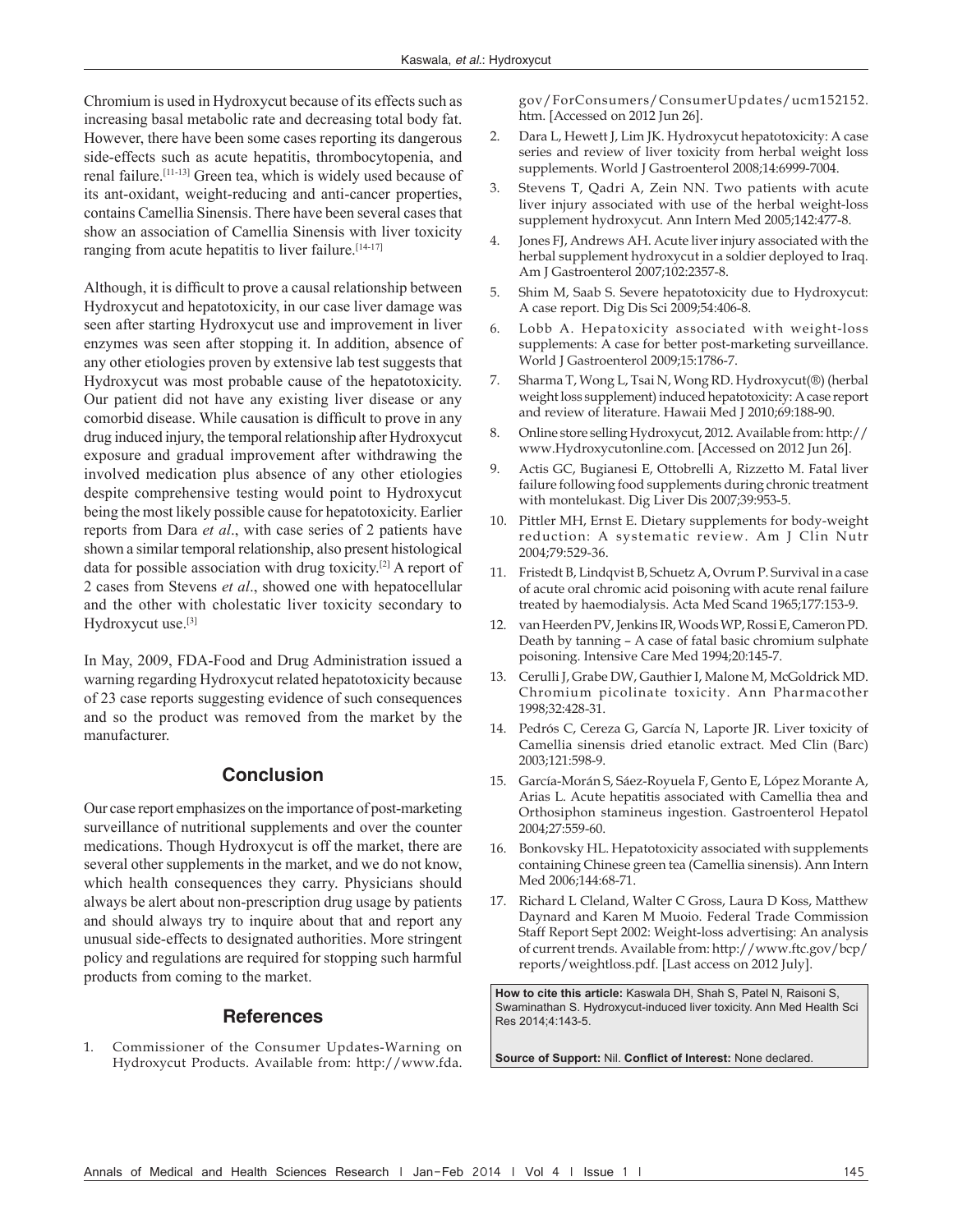Chromium is used in Hydroxycut because of its effects such as increasing basal metabolic rate and decreasing total body fat. However, there have been some cases reporting its dangerous side-effects such as acute hepatitis, thrombocytopenia, and renal failure.[11-13] Green tea, which is widely used because of its ant-oxidant, weight-reducing and anti-cancer properties, contains Camellia Sinensis. There have been several cases that show an association of Camellia Sinensis with liver toxicity ranging from acute hepatitis to liver failure.[14-17]

Although, it is difficult to prove a causal relationship between Hydroxycut and hepatotoxicity, in our case liver damage was seen after starting Hydroxycut use and improvement in liver enzymes was seen after stopping it. In addition, absence of any other etiologies proven by extensive lab test suggests that Hydroxycut was most probable cause of the hepatotoxicity. Our patient did not have any existing liver disease or any comorbid disease. While causation is difficult to prove in any drug induced injury, the temporal relationship after Hydroxycut exposure and gradual improvement after withdrawing the involved medication plus absence of any other etiologies despite comprehensive testing would point to Hydroxycut being the most likely possible cause for hepatotoxicity. Earlier reports from Dara *et al*., with case series of 2 patients have shown a similar temporal relationship, also present histological data for possible association with drug toxicity.[2] A report of 2 cases from Stevens *et al*., showed one with hepatocellular and the other with cholestatic liver toxicity secondary to Hydroxycut use.[3]

In May, 2009, FDA-Food and Drug Administration issued a warning regarding Hydroxycut related hepatotoxicity because of 23 case reports suggesting evidence of such consequences and so the product was removed from the market by the manufacturer.

## Conclusion

Our case report emphasizes on the importance of post-marketing surveillance of nutritional supplements and over the counter medications. Though Hydroxycut is off the market, there are several other supplements in the market, and we do not know, which health consequences they carry. Physicians should always be alert about non-prescription drug usage by patients and should always try to inquire about that and report any unusual side-effects to designated authorities. More stringent policy and regulations are required for stopping such harmful products from coming to the market.

## References

1. Commissioner of the Consumer Updates-Warning on Hydroxycut Products. Available from: http://www.fda.gov/ForConsumers/ConsumerUpdates/ucm152152.htm. [Accessed on 2012 Jun 26].
2. Dara L, Hewett J, Lim JK. Hydroxycut hepatotoxicity: A case series and review of liver toxicity from herbal weight loss supplements. World J Gastroenterol 2008;14:6999-7004.
3. Stevens T, Qadri A, Zein NN. Two patients with acute liver injury associated with use of the herbal weight-loss supplement hydroxycut. Ann Intern Med 2005;142:477-8.
4. Jones FJ, Andrews AH. Acute liver injury associated with the herbal supplement hydroxycut in a soldier deployed to Iraq. Am J Gastroenterol 2007;102:2357-8.
5. Shim M, Saab S. Severe hepatotoxicity due to Hydroxycut: A case report. Dig Dis Sci 2009;54:406-8.
6. Lobb A. Hepatoxicity associated with weight-loss supplements: A case for better post-marketing surveillance. World J Gastroenterol 2009;15:1786-7.
7. Sharma T, Wong L, Tsai N, Wong RD. Hydroxycut(®) (herbal weight loss supplement) induced hepatotoxicity: A case report and review of literature. Hawaii Med J 2010;69:188-90.
8. Online store selling Hydroxycut, 2012. Available from: http://www.Hydroxycutonline.com. [Accessed on 2012 Jun 26].
9. Actis GC, Bugianesi E, Ottobrelli A, Rizzetto M. Fatal liver failure following food supplements during chronic treatment with montelukast. Dig Liver Dis 2007;39:953-5.
10. Pittler MH, Ernst E. Dietary supplements for body-weight reduction: A systematic review. Am J Clin Nutr 2004;79:529-36.
11. Fristedt B, Lindqvist B, Schuetz A, Ovrum P. Survival in a case of acute oral chromic acid poisoning with acute renal failure treated by haemodialysis. Acta Med Scand 1965;177:153-9.
12. van Heerden PV, Jenkins IR, Woods WP, Rossi E, Cameron PD. Death by tanning – A case of fatal basic chromium sulphate poisoning. Intensive Care Med 1994;20:145-7.
13. Cerulli J, Grabe DW, Gauthier I, Malone M, McGoldrick MD. Chromium picolinate toxicity. Ann Pharmacother 1998;32:428-31.
14. Pedrós C, Cereza G, García N, Laporte JR. Liver toxicity of Camellia sinensis dried etanolic extract. Med Clin (Barc) 2003;121:598-9.
15. García-Morán S, Sáez-Royuela F, Gento E, López Morante A, Arias L. Acute hepatitis associated with Camellia thea and Orthosiphon stamineus ingestion. Gastroenterol Hepatol 2004;27:559-60.
16. Bonkovsky HL. Hepatotoxicity associated with supplements containing Chinese green tea (Camellia sinensis). Ann Intern Med 2006;144:68-71.
17. Richard L Cleland, Walter C Gross, Laura D Koss, Matthew Daynard and Karen M Muoio. Federal Trade Commission Staff Report Sept 2002: Weight-loss advertising: An analysis of current trends. Available from: http://www.ftc.gov/bcp/reports/weightloss.pdf. [Last access on 2012 July].

**How to cite this article:** Kaswala DH, Shah S, Patel N, Raisoni S, Swaminathan S. Hydroxycut-induced liver toxicity. Ann Med Health Sci Res 2014;4:143-5.

**Source of Support:** Nil. **Conflict of Interest:** None declared.